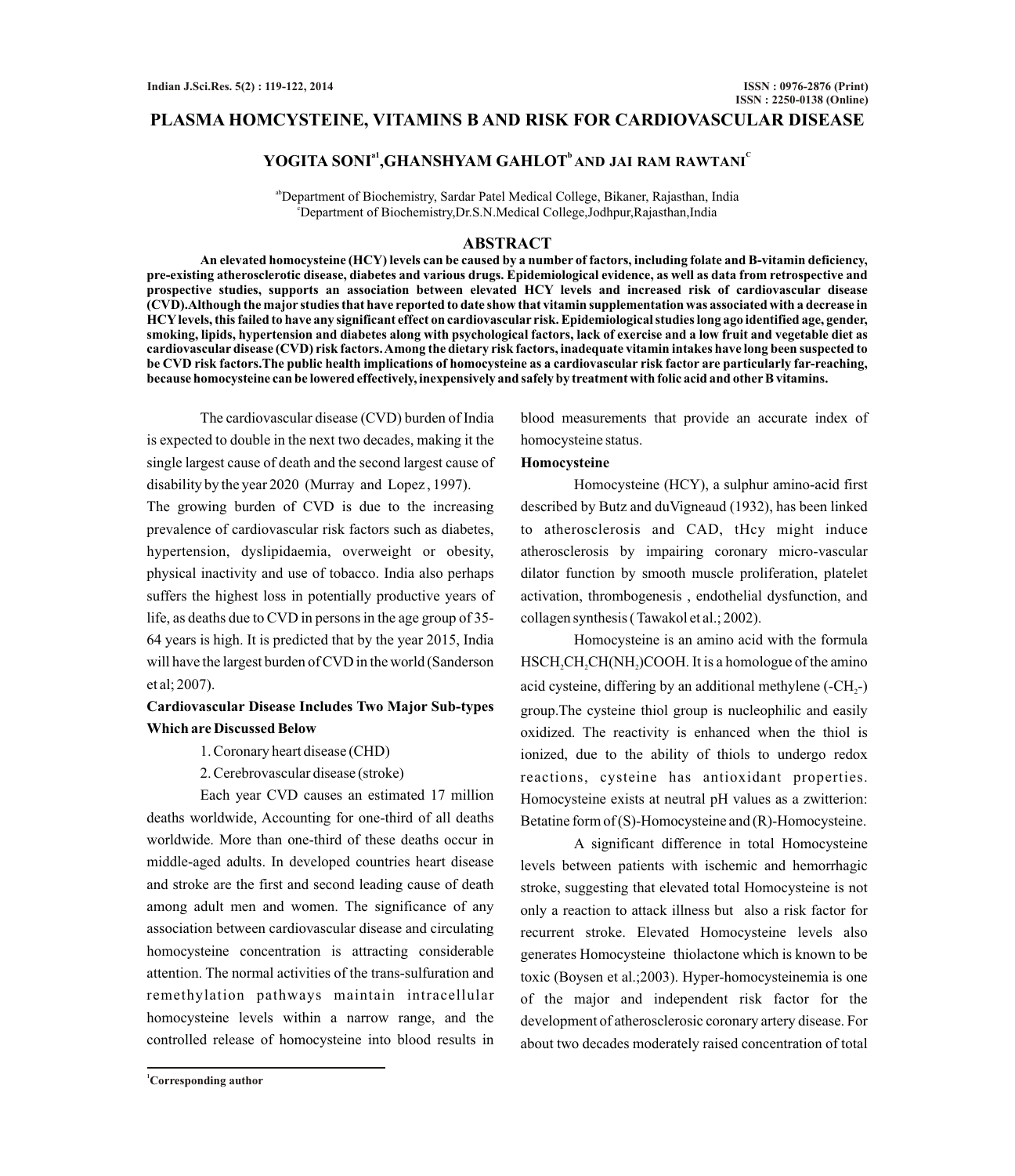# PLASMA HOMCYSTEINE, VITAMINS B AND RISK FOR CARDIOVASCULAR DISEASE

**YOGITA SONI[a1], GHANSHYAM GAHLOT[b] AND JAI RAM RAWTANI[c]**

[ab]Department of Biochemistry, Sardar Patel Medical College, Bikaner, Rajasthan, India
[c]Department of Biochemistry, Dr.S.N.Medical College, Jodhpur, Rajasthan, India

## ABSTRACT

**An elevated homocysteine (HCY) levels can be caused by a number of factors, including folate and B-vitamin deficiency, pre-existing atherosclerotic disease, diabetes and various drugs. Epidemiological evidence, as well as data from retrospective and prospective studies, supports an association between elevated HCY levels and increased risk of cardiovascular disease (CVD).Although the major studies that have reported to date show that vitamin supplementation was associated with a decrease in HCY levels, this failed to have any significant effect on cardiovascular risk. Epidemiological studies long ago identified age, gender, smoking, lipids, hypertension and diabetes along with psychological factors, lack of exercise and a low fruit and vegetable diet as cardiovascular disease (CVD) risk factors. Among the dietary risk factors, inadequate vitamin intakes have long been suspected to be CVD risk factors.The public health implications of homocysteine as a cardiovascular risk factor are particularly far-reaching, because homocysteine can be lowered effectively, inexpensively and safely by treatment with folic acid and other B vitamins.**

The cardiovascular disease (CVD) burden of India is expected to double in the next two decades, making it the single largest cause of death and the second largest cause of disability by the year 2020 (Murray and Lopez , 1997).

The growing burden of CVD is due to the increasing prevalence of cardiovascular risk factors such as diabetes, hypertension, dyslipidaemia, overweight or obesity, physical inactivity and use of tobacco. India also perhaps suffers the highest loss in potentially productive years of life, as deaths due to CVD in persons in the age group of 35-64 years is high. It is predicted that by the year 2015, India will have the largest burden of CVD in the world (Sanderson et al; 2007).

### Cardiovascular Disease Includes Two Major Sub-types Which are Discussed Below

1. Coronary heart disease (CHD)
2. Cerebrovascular disease (stroke)

Each year CVD causes an estimated 17 million deaths worldwide, Accounting for one-third of all deaths worldwide. More than one-third of these deaths occur in middle-aged adults. In developed countries heart disease and stroke are the first and second leading cause of death among adult men and women. The significance of any association between cardiovascular disease and circulating homocysteine concentration is attracting considerable attention. The normal activities of the trans-sulfuration and remethylation pathways maintain intracellular homocysteine levels within a narrow range, and the controlled release of homocysteine into blood results in blood measurements that provide an accurate index of homocysteine status.

### Homocysteine

Homocysteine (HCY), a sulphur amino-acid first described by Butz and duVigneaud (1932), has been linked to atherosclerosis and CAD, tHcy might induce atherosclerosis by impairing coronary micro-vascular dilator function by smooth muscle proliferation, platelet activation, thrombogenesis , endothelial dysfunction, and collagen synthesis ( Tawakol et al.; 2002).

Homocysteine is an amino acid with the formula $HSCH_2CH_2CH(NH_2)COOH$. It is a homologue of the amino acid cysteine, differing by an additional methylene ($-CH_2-$) group.The cysteine thiol group is nucleophilic and easily oxidized. The reactivity is enhanced when the thiol is ionized, due to the ability of thiols to undergo redox reactions, cysteine has antioxidant properties. Homocysteine exists at neutral pH values as a zwitterion: Betatine form of (S)-Homocysteine and (R)-Homocysteine.

A significant difference in total Homocysteine levels between patients with ischemic and hemorrhagic stroke, suggesting that elevated total Homocysteine is not only a reaction to attack illness but also a risk factor for recurrent stroke. Elevated Homocysteine levels also generates Homocysteine thiolactone which is known to be toxic (Boysen et al.;2003). Hyper-homocysteinemia is one of the major and independent risk factor for the development of atherosclerosic coronary artery disease. For about two decades moderately raised concentration of total

[1]Corresponding author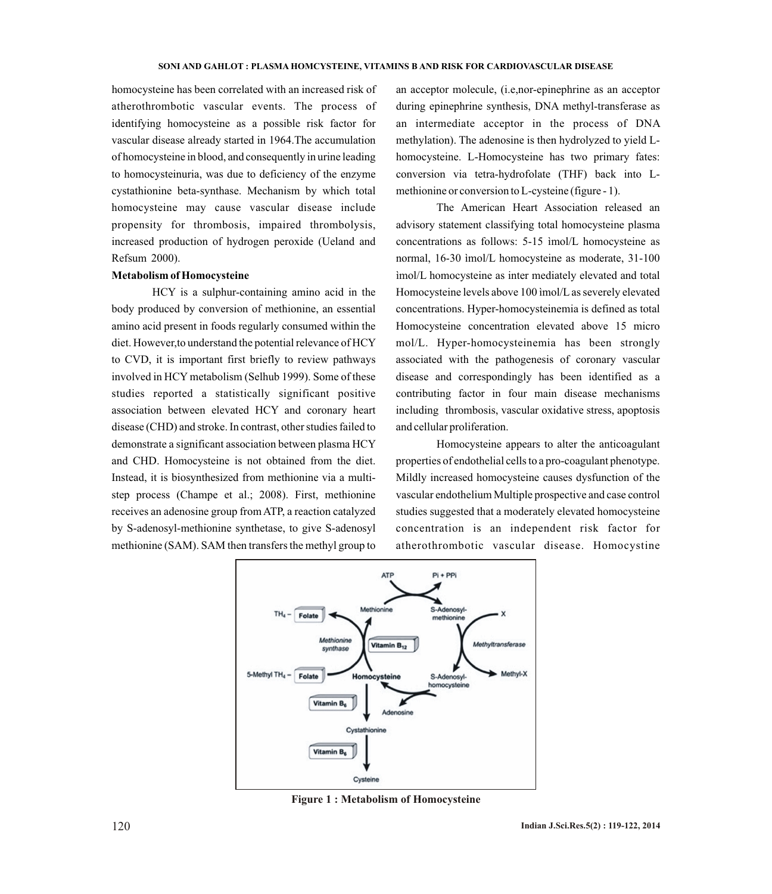homocysteine has been correlated with an increased risk of atherothrombotic vascular events. The process of identifying homocysteine as a possible risk factor for vascular disease already started in 1964.The accumulation of homocysteine in blood, and consequently in urine leading to homocysteinuria, was due to deficiency of the enzyme cystathionine beta-synthase. Mechanism by which total homocysteine may cause vascular disease include propensity for thrombosis, impaired thrombolysis, increased production of hydrogen peroxide (Ueland and Refsum 2000).

**Metabolism of Homocysteine**

HCY is a sulphur-containing amino acid in the body produced by conversion of methionine, an essential amino acid present in foods regularly consumed within the diet. However,to understand the potential relevance of HCY to CVD, it is important first briefly to review pathways involved in HCY metabolism (Selhub 1999). Some of these studies reported a statistically significant positive association between elevated HCY and coronary heart disease (CHD) and stroke. In contrast, other studies failed to demonstrate a significant association between plasma HCY and CHD. Homocysteine is not obtained from the diet. Instead, it is biosynthesized from methionine via a multi-step process (Champe et al.; 2008). First, methionine receives an adenosine group from ATP, a reaction catalyzed by S-adenosyl-methionine synthetase, to give S-adenosyl methionine (SAM). SAM then transfers the methyl group to an acceptor molecule, (i.e,nor-epinephrine as an acceptor during epinephrine synthesis, DNA methyl-transferase as an intermediate acceptor in the process of DNA methylation). The adenosine is then hydrolyzed to yield L-homocysteine. L-Homocysteine has two primary fates: conversion via tetra-hydrofolate (THF) back into L-methionine or conversion to L-cysteine (figure - 1).

The American Heart Association released an advisory statement classifying total homocysteine plasma concentrations as follows: 5-15 ìmol/L homocysteine as normal, 16-30 ìmol/L homocysteine as moderate, 31-100 ìmol/L homocysteine as inter mediately elevated and total Homocysteine levels above 100 ìmol/L as severely elevated concentrations. Hyper-homocysteinemia is defined as total Homocysteine concentration elevated above 15 micro mol/L. Hyper-homocysteinemia has been strongly associated with the pathogenesis of coronary vascular disease and correspondingly has been identified as a contributing factor in four main disease mechanisms including thrombosis, vascular oxidative stress, apoptosis and cellular proliferation.

Homocysteine appears to alter the anticoagulant properties of endothelial cells to a pro-coagulant phenotype. Mildly increased homocysteine causes dysfunction of the vascular endothelium Multiple prospective and case control studies suggested that a moderately elevated homocysteine concentration is an independent risk factor for atherothrombotic vascular disease. Homocystine

ATP
Pi + PPi
Methionine
S-Adenosyl-methionine
X
$TH_4$ – Folate
Methionine synthase
Vitamin $B_{12}$
Methyltransferase
5-Methyl $TH_4$ – Folate
Homocysteine
S-Adenosyl-homocysteine
Methyl-X
Vitamin $B_6$
Adenosine
Cystathionine
Vitamin $B_6$
Cysteine

**Figure 1 : Metabolism of Homocysteine**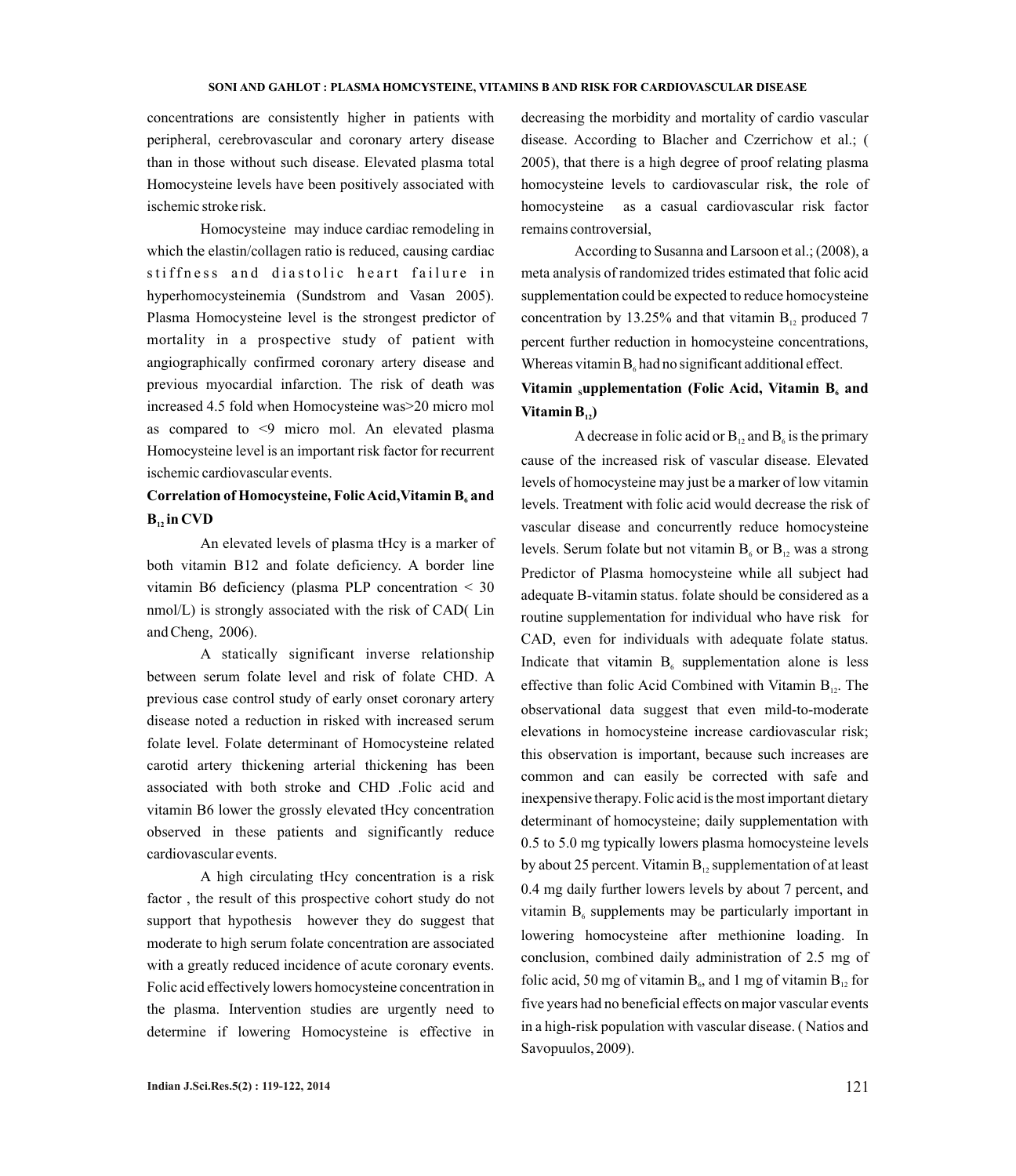concentrations are consistently higher in patients with peripheral, cerebrovascular and coronary artery disease than in those without such disease. Elevated plasma total Homocysteine levels have been positively associated with ischemic stroke risk.

Homocysteine may induce cardiac remodeling in which the elastin/collagen ratio is reduced, causing cardiac stiffness and diastolic heart failure in hyperhomocysteinemia (Sundstrom and Vasan 2005). Plasma Homocysteine level is the strongest predictor of mortality in a prospective study of patient with angiographically confirmed coronary artery disease and previous myocardial infarction. The risk of death was increased 4.5 fold when Homocysteine was>20 micro mol as compared to <9 micro mol. An elevated plasma Homocysteine level is an important risk factor for recurrent ischemic cardiovascular events.

## Correlation of Homocysteine, Folic Acid,Vitamin $B_6$ and $B_{12}$ in CVD

An elevated levels of plasma tHcy is a marker of both vitamin B12 and folate deficiency. A border line vitamin B6 deficiency (plasma PLP concentration < 30 nmol/L) is strongly associated with the risk of CAD( Lin and Cheng, 2006).

A statically significant inverse relationship between serum folate level and risk of folate CHD. A previous case control study of early onset coronary artery disease noted a reduction in risked with increased serum folate level. Folate determinant of Homocysteine related carotid artery thickening arterial thickening has been associated with both stroke and CHD .Folic acid and vitamin B6 lower the grossly elevated tHcy concentration observed in these patients and significantly reduce cardiovascular events.

A high circulating tHcy concentration is a risk factor , the result of this prospective cohort study do not support that hypothesis however they do suggest that moderate to high serum folate concentration are associated with a greatly reduced incidence of acute coronary events. Folic acid effectively lowers homocysteine concentration in the plasma. Intervention studies are urgently need to determine if lowering Homocysteine is effective in decreasing the morbidity and mortality of cardio vascular disease. According to Blacher and Czerrichow et al.; ( 2005), that there is a high degree of proof relating plasma homocysteine levels to cardiovascular risk, the role of homocysteine as a casual cardiovascular risk factor remains controversial,

According to Susanna and Larsoon et al.; (2008), a meta analysis of randomized trides estimated that folic acid supplementation could be expected to reduce homocysteine concentration by 13.25% and that vitamin $B_{12}$ produced 7 percent further reduction in homocysteine concentrations, Whereas vitamin $B_6$ had no significant additional effect.

## Vitamin supplementation (Folic Acid, Vitamin $B_6$ and Vitamin $B_{12}$)

A decrease in folic acid or $B_{12}$ and $B_6$ is the primary cause of the increased risk of vascular disease. Elevated levels of homocysteine may just be a marker of low vitamin levels. Treatment with folic acid would decrease the risk of vascular disease and concurrently reduce homocysteine levels. Serum folate but not vitamin $B_6$ or $B_{12}$ was a strong Predictor of Plasma homocysteine while all subject had adequate B-vitamin status. folate should be considered as a routine supplementation for individual who have risk for CAD, even for individuals with adequate folate status. Indicate that vitamin $B_6$ supplementation alone is less effective than folic Acid Combined with Vitamin $B_{12}$. The observational data suggest that even mild-to-moderate elevations in homocysteine increase cardiovascular risk; this observation is important, because such increases are common and can easily be corrected with safe and inexpensive therapy. Folic acid is the most important dietary determinant of homocysteine; daily supplementation with 0.5 to 5.0 mg typically lowers plasma homocysteine levels by about 25 percent. Vitamin $B_{12}$ supplementation of at least 0.4 mg daily further lowers levels by about 7 percent, and vitamin $B_6$ supplements may be particularly important in lowering homocysteine after methionine loading. In conclusion, combined daily administration of 2.5 mg of folic acid, 50 mg of vitamin $B_6$, and 1 mg of vitamin $B_{12}$ for five years had no beneficial effects on major vascular events in a high-risk population with vascular disease. ( Natios and Savopuulos, 2009).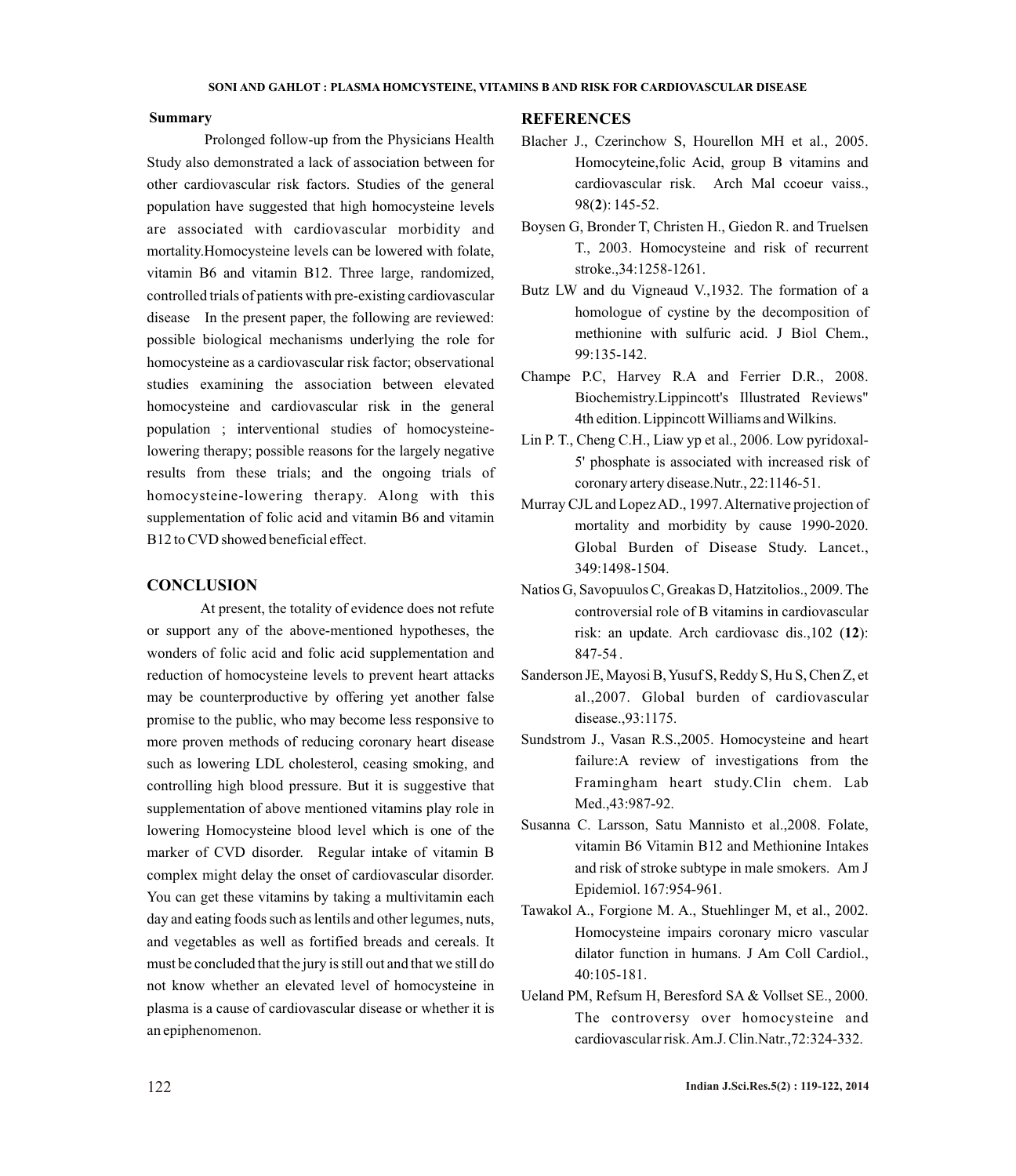**Summary**

Prolonged follow-up from the Physicians Health Study also demonstrated a lack of association between for other cardiovascular risk factors. Studies of the general population have suggested that high homocysteine levels are associated with cardiovascular morbidity and mortality.Homocysteine levels can be lowered with folate, vitamin B6 and vitamin B12. Three large, randomized, controlled trials of patients with pre-existing cardiovascular disease In the present paper, the following are reviewed: possible biological mechanisms underlying the role for homocysteine as a cardiovascular risk factor; observational studies examining the association between elevated homocysteine and cardiovascular risk in the general population ; interventional studies of homocysteine-lowering therapy; possible reasons for the largely negative results from these trials; and the ongoing trials of homocysteine-lowering therapy. Along with this supplementation of folic acid and vitamin B6 and vitamin B12 to CVD showed beneficial effect.

## CONCLUSION

At present, the totality of evidence does not refute or support any of the above-mentioned hypotheses, the wonders of folic acid and folic acid supplementation and reduction of homocysteine levels to prevent heart attacks may be counterproductive by offering yet another false promise to the public, who may become less responsive to more proven methods of reducing coronary heart disease such as lowering LDL cholesterol, ceasing smoking, and controlling high blood pressure. But it is suggestive that supplementation of above mentioned vitamins play role in lowering Homocysteine blood level which is one of the marker of CVD disorder. Regular intake of vitamin B complex might delay the onset of cardiovascular disorder. You can get these vitamins by taking a multivitamin each day and eating foods such as lentils and other legumes, nuts, and vegetables as well as fortified breads and cereals. It must be concluded that the jury is still out and that we still do not know whether an elevated level of homocysteine in plasma is a cause of cardiovascular disease or whether it is an epiphenomenon.

## REFERENCES

Blacher J., Czerinchow S, Hourellon MH et al., 2005. Homocyteine,folic Acid, group B vitamins and cardiovascular risk. Arch Mal ccoeur vaiss., 98(**2**): 145-52.

Boysen G, Bronder T, Christen H., Giedon R. and Truelsen T., 2003. Homocysteine and risk of recurrent stroke.,34:1258-1261.

Butz LW and du Vigneaud V.,1932. The formation of a homologue of cystine by the decomposition of methionine with sulfuric acid. J Biol Chem., 99:135-142.

Champe P.C, Harvey R.A and Ferrier D.R., 2008. Biochemistry.Lippincott's Illustrated Reviews" 4th edition. Lippincott Williams and Wilkins.

Lin P. T., Cheng C.H., Liaw yp et al., 2006. Low pyridoxal-5' phosphate is associated with increased risk of coronary artery disease.Nutr., 22:1146-51.

Murray CJL and Lopez AD., 1997. Alternative projection of mortality and morbidity by cause 1990-2020. Global Burden of Disease Study. Lancet., 349:1498-1504.

Natios G, Savopuulos C, Greakas D, Hatzitolios., 2009. The controversial role of B vitamins in cardiovascular risk: an update. Arch cardiovasc dis.,102 (**12**): 847-54 .

Sanderson JE, Mayosi B, Yusuf S, Reddy S, Hu S, Chen Z, et al.,2007. Global burden of cardiovascular disease.,93:1175.

Sundstrom J., Vasan R.S.,2005. Homocysteine and heart failure:A review of investigations from the Framingham heart study.Clin chem. Lab Med.,43:987-92.

Susanna C. Larsson, Satu Mannisto et al.,2008. Folate, vitamin B6 Vitamin B12 and Methionine Intakes and risk of stroke subtype in male smokers. Am J Epidemiol. 167:954-961.

Tawakol A., Forgione M. A., Stuehlinger M, et al., 2002. Homocysteine impairs coronary micro vascular dilator function in humans. J Am Coll Cardiol., 40:105-181.

Ueland PM, Refsum H, Beresford SA & Vollset SE., 2000. The controversy over homocysteine and cardiovascular risk. Am.J. Clin.Natr.,72:324-332.